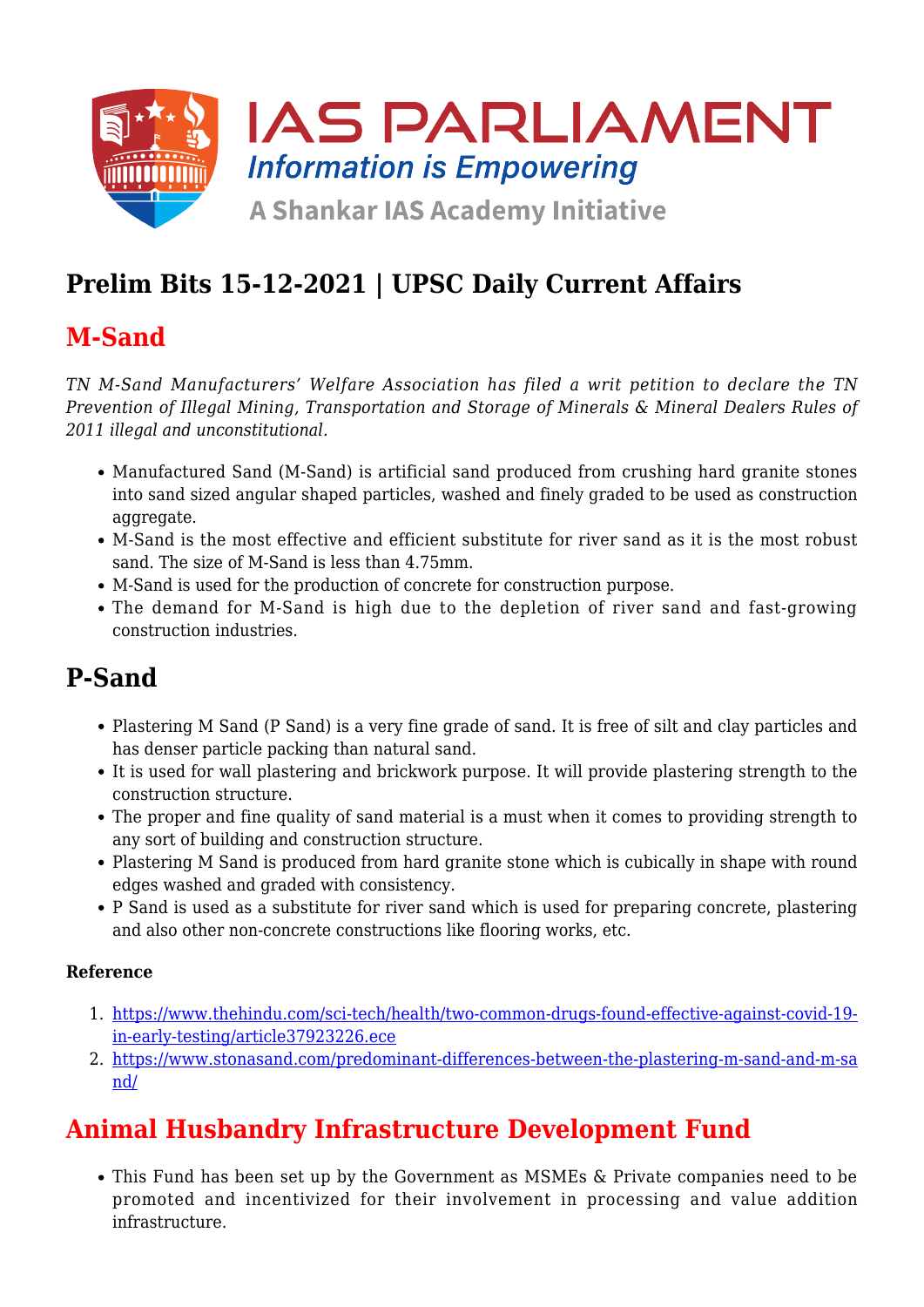# Prelim Bits 15-12-2021 | UPSC Daily Current Affairs

## M-Sand

*TN M-Sand Manufacturers' Welfare Association has filed a writ petition to declare the TN Prevention of Illegal Mining, Transportation and Storage of Minerals & Mineral Dealers Rules of 2011 illegal and unconstitutional.*

- Manufactured Sand (M-Sand) is artificial sand produced from crushing hard granite stones into sand sized angular shaped particles, washed and finely graded to be used as construction aggregate.
- M-Sand is the most effective and efficient substitute for river sand as it is the most robust sand. The size of M-Sand is less than 4.75mm.
- M-Sand is used for the production of concrete for construction purpose.
- The demand for M-Sand is high due to the depletion of river sand and fast-growing construction industries.

## P-Sand

- Plastering M Sand (P Sand) is a very fine grade of sand. It is free of silt and clay particles and has denser particle packing than natural sand.
- It is used for wall plastering and brickwork purpose. It will provide plastering strength to the construction structure.
- The proper and fine quality of sand material is a must when it comes to providing strength to any sort of building and construction structure.
- Plastering M Sand is produced from hard granite stone which is cubically in shape with round edges washed and graded with consistency.
- P Sand is used as a substitute for river sand which is used for preparing concrete, plastering and also other non-concrete constructions like flooring works, etc.

**Reference**

1. https://www.thehindu.com/sci-tech/health/two-common-drugs-found-effective-against-covid-19-in-early-testing/article37923226.ece
2. https://www.stonasand.com/predominant-differences-between-the-plastering-m-sand-and-m-sand/

## Animal Husbandry Infrastructure Development Fund

- This Fund has been set up by the Government as MSMEs & Private companies need to be promoted and incentivized for their involvement in processing and value addition infrastructure.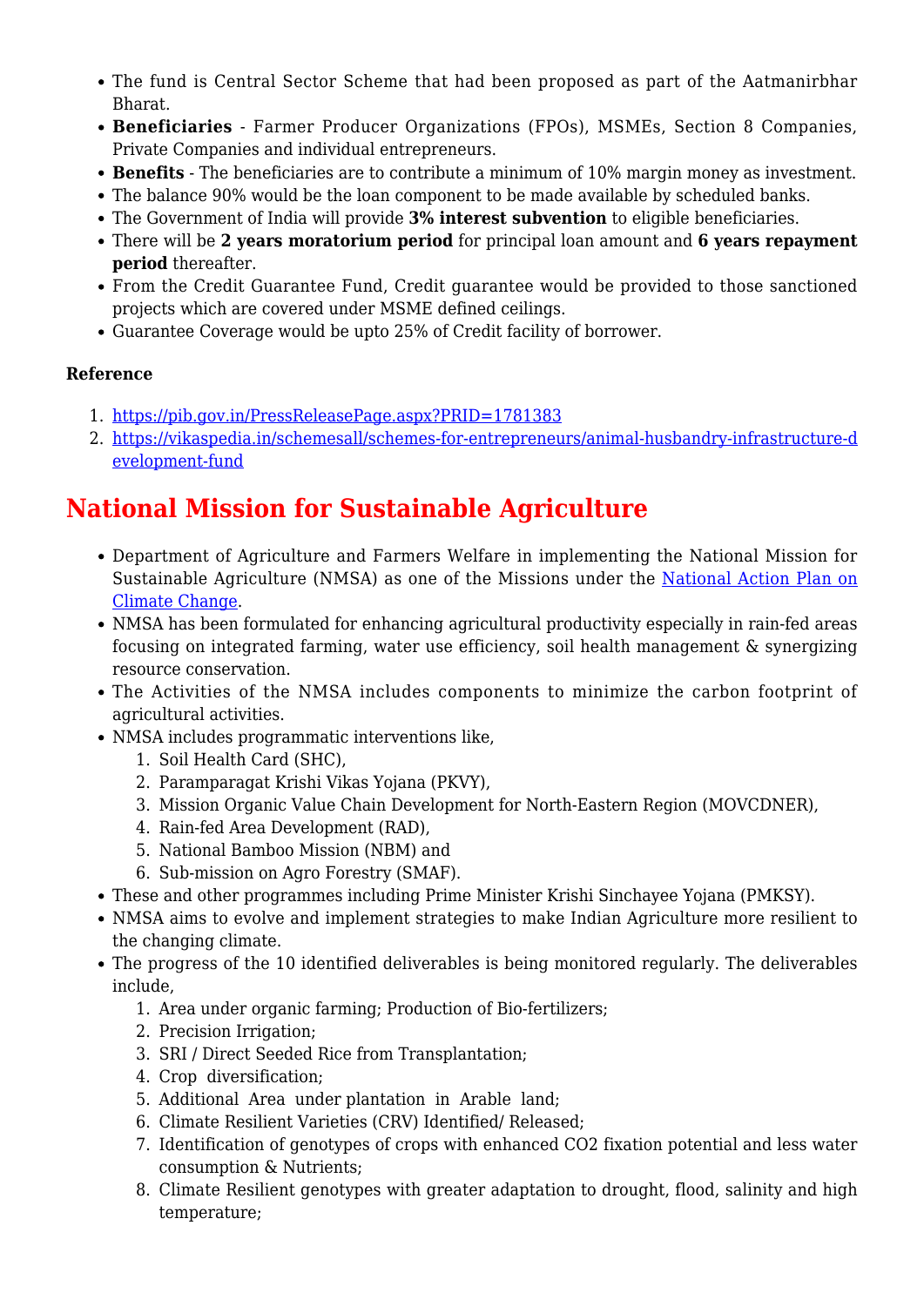- The fund is Central Sector Scheme that had been proposed as part of the Aatmanirbhar Bharat.
- **Beneficiaries** - Farmer Producer Organizations (FPOs), MSMEs, Section 8 Companies, Private Companies and individual entrepreneurs.
- **Benefits** - The beneficiaries are to contribute a minimum of 10% margin money as investment.
- The balance 90% would be the loan component to be made available by scheduled banks.
- The Government of India will provide **3% interest subvention** to eligible beneficiaries.
- There will be **2 years moratorium period** for principal loan amount and **6 years repayment period** thereafter.
- From the Credit Guarantee Fund, Credit guarantee would be provided to those sanctioned projects which are covered under MSME defined ceilings.
- Guarantee Coverage would be upto 25% of Credit facility of borrower.

**Reference**

1. https://pib.gov.in/PressReleasePage.aspx?PRID=1781383
2. https://vikaspedia.in/schemesall/schemes-for-entrepreneurs/animal-husbandry-infrastructure-development-fund

# National Mission for Sustainable Agriculture

- Department of Agriculture and Farmers Welfare in implementing the National Mission for Sustainable Agriculture (NMSA) as one of the Missions under the National Action Plan on Climate Change.
- NMSA has been formulated for enhancing agricultural productivity especially in rain-fed areas focusing on integrated farming, water use efficiency, soil health management & synergizing resource conservation.
- The Activities of the NMSA includes components to minimize the carbon footprint of agricultural activities.
- NMSA includes programmatic interventions like,
  1. Soil Health Card (SHC),
  2. Paramparagat Krishi Vikas Yojana (PKVY),
  3. Mission Organic Value Chain Development for North-Eastern Region (MOVCDNER),
  4. Rain-fed Area Development (RAD),
  5. National Bamboo Mission (NBM) and
  6. Sub-mission on Agro Forestry (SMAF).
- These and other programmes including Prime Minister Krishi Sinchayee Yojana (PMKSY).
- NMSA aims to evolve and implement strategies to make Indian Agriculture more resilient to the changing climate.
- The progress of the 10 identified deliverables is being monitored regularly. The deliverables include,
  1. Area under organic farming; Production of Bio-fertilizers;
  2. Precision Irrigation;
  3. SRI / Direct Seeded Rice from Transplantation;
  4. Crop diversification;
  5. Additional Area under plantation in Arable land;
  6. Climate Resilient Varieties (CRV) Identified/ Released;
  7. Identification of genotypes of crops with enhanced $CO_2$ fixation potential and less water consumption & Nutrients;
  8. Climate Resilient genotypes with greater adaptation to drought, flood, salinity and high temperature;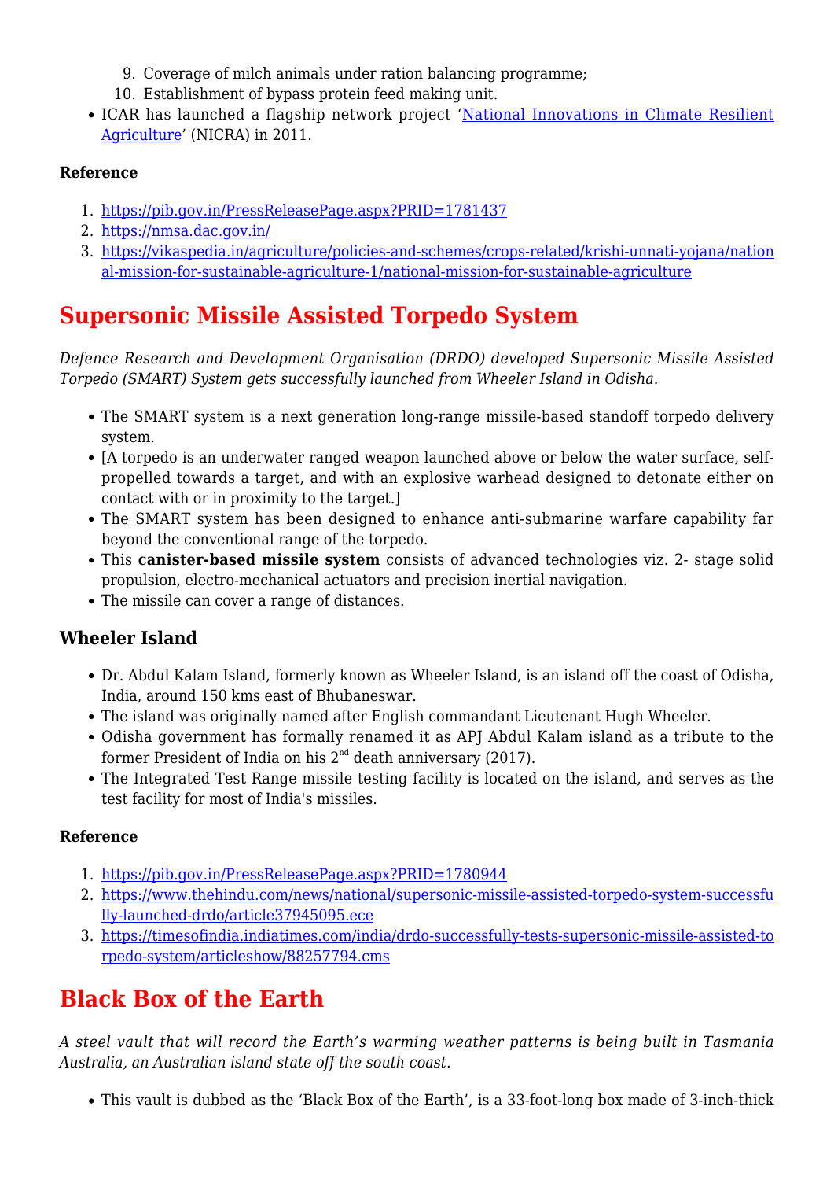9. Coverage of milch animals under ration balancing programme;
10. Establishment of bypass protein feed making unit.

- ICAR has launched a flagship network project '[National Innovations in Climate Resilient Agriculture](#)' (NICRA) in 2011.

**Reference**

1. https://pib.gov.in/PressReleasePage.aspx?PRID=1781437
2. https://nmsa.dac.gov.in/
3. https://vikaspedia.in/agriculture/policies-and-schemes/crops-related/krishi-unnati-yojana/national-mission-for-sustainable-agriculture-1/national-mission-for-sustainable-agriculture

# Supersonic Missile Assisted Torpedo System

*Defence Research and Development Organisation (DRDO) developed Supersonic Missile Assisted Torpedo (SMART) System gets successfully launched from Wheeler Island in Odisha.*

- The SMART system is a next generation long-range missile-based standoff torpedo delivery system.
- [A torpedo is an underwater ranged weapon launched above or below the water surface, self-propelled towards a target, and with an explosive warhead designed to detonate either on contact with or in proximity to the target.]
- The SMART system has been designed to enhance anti-submarine warfare capability far beyond the conventional range of the torpedo.
- This **canister-based missile system** consists of advanced technologies viz. 2- stage solid propulsion, electro-mechanical actuators and precision inertial navigation.
- The missile can cover a range of distances.

## Wheeler Island

- Dr. Abdul Kalam Island, formerly known as Wheeler Island, is an island off the coast of Odisha, India, around 150 kms east of Bhubaneswar.
- The island was originally named after English commandant Lieutenant Hugh Wheeler.
- Odisha government has formally renamed it as APJ Abdul Kalam island as a tribute to the former President of India on his 2nd death anniversary (2017).
- The Integrated Test Range missile testing facility is located on the island, and serves as the test facility for most of India's missiles.

**Reference**

1. https://pib.gov.in/PressReleasePage.aspx?PRID=1780944
2. https://www.thehindu.com/news/national/supersonic-missile-assisted-torpedo-system-successfully-launched-drdo/article37945095.ece
3. https://timesofindia.indiatimes.com/india/drdo-successfully-tests-supersonic-missile-assisted-torpedo-system/articleshow/88257794.cms

# Black Box of the Earth

*A steel vault that will record the Earth's warming weather patterns is being built in Tasmania Australia, an Australian island state off the south coast.*

- This vault is dubbed as the 'Black Box of the Earth', is a 33-foot-long box made of 3-inch-thick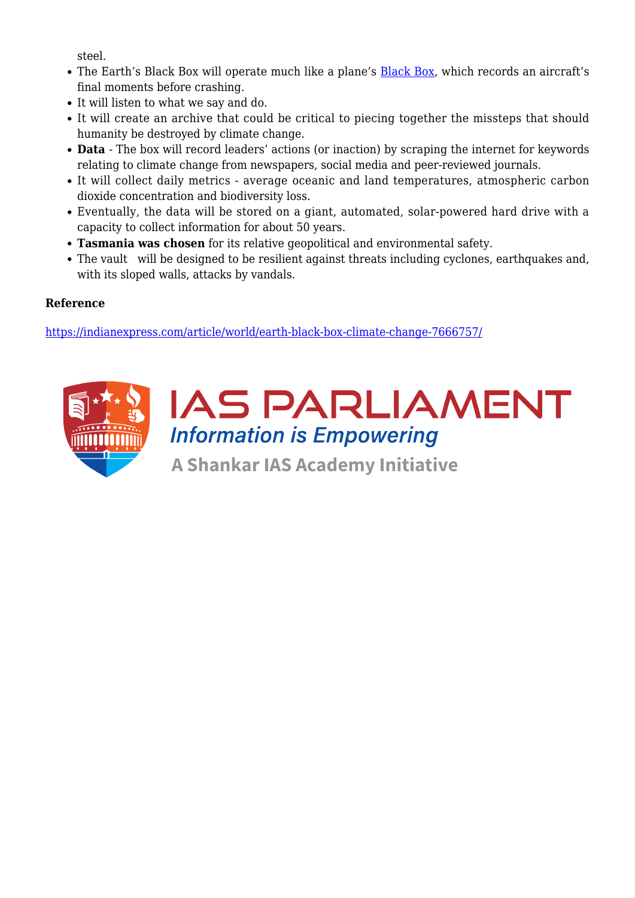steel.

- The Earth's Black Box will operate much like a plane's [Black Box](#), which records an aircraft's final moments before crashing.
- It will listen to what we say and do.
- It will create an archive that could be critical to piecing together the missteps that should humanity be destroyed by climate change.
- **Data** - The box will record leaders' actions (or inaction) by scraping the internet for keywords relating to climate change from newspapers, social media and peer-reviewed journals.
- It will collect daily metrics - average oceanic and land temperatures, atmospheric carbon dioxide concentration and biodiversity loss.
- Eventually, the data will be stored on a giant, automated, solar-powered hard drive with a capacity to collect information for about 50 years.
- **Tasmania was chosen** for its relative geopolitical and environmental safety.
- The vault will be designed to be resilient against threats including cyclones, earthquakes and, with its sloped walls, attacks by vandals.

**Reference**

https://indianexpress.com/article/world/earth-black-box-climate-change-7666757/

IAS PARLIAMENT
*Information is Empowering*
A Shankar IAS Academy Initiative